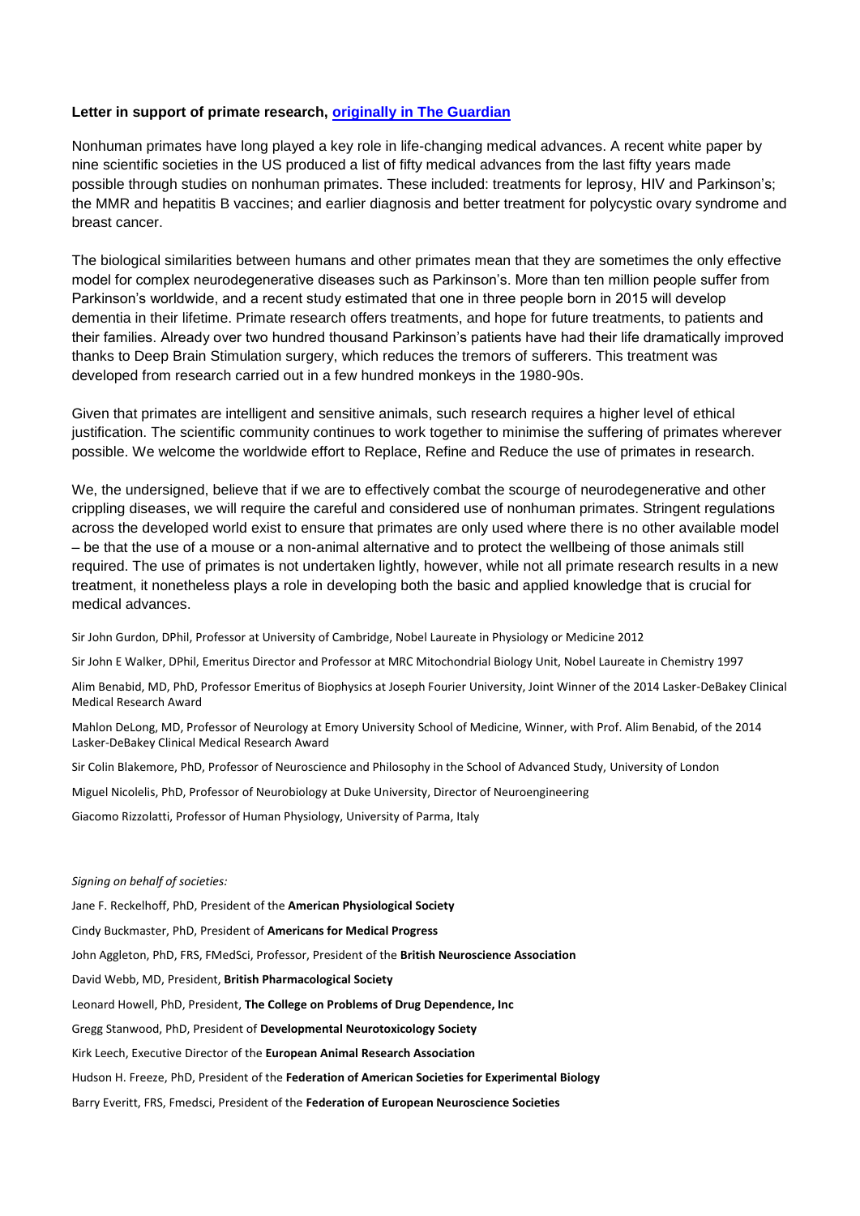**Letter in support of primate research, [originally in The Guardian]**

Nonhuman primates have long played a key role in life-changing medical advances. A recent white paper by nine scientific societies in the US produced a list of fifty medical advances from the last fifty years made possible through studies on nonhuman primates. These included: treatments for leprosy, HIV and Parkinson's; the MMR and hepatitis B vaccines; and earlier diagnosis and better treatment for polycystic ovary syndrome and breast cancer.

The biological similarities between humans and other primates mean that they are sometimes the only effective model for complex neurodegenerative diseases such as Parkinson's. More than ten million people suffer from Parkinson's worldwide, and a recent study estimated that one in three people born in 2015 will develop dementia in their lifetime. Primate research offers treatments, and hope for future treatments, to patients and their families. Already over two hundred thousand Parkinson's patients have had their life dramatically improved thanks to Deep Brain Stimulation surgery, which reduces the tremors of sufferers. This treatment was developed from research carried out in a few hundred monkeys in the 1980-90s.

Given that primates are intelligent and sensitive animals, such research requires a higher level of ethical justification. The scientific community continues to work together to minimise the suffering of primates wherever possible. We welcome the worldwide effort to Replace, Refine and Reduce the use of primates in research.

We, the undersigned, believe that if we are to effectively combat the scourge of neurodegenerative and other crippling diseases, we will require the careful and considered use of nonhuman primates. Stringent regulations across the developed world exist to ensure that primates are only used where there is no other available model – be that the use of a mouse or a non-animal alternative and to protect the wellbeing of those animals still required. The use of primates is not undertaken lightly, however, while not all primate research results in a new treatment, it nonetheless plays a role in developing both the basic and applied knowledge that is crucial for medical advances.

Sir John Gurdon, DPhil, Professor at University of Cambridge, Nobel Laureate in Physiology or Medicine 2012

Sir John E Walker, DPhil, Emeritus Director and Professor at MRC Mitochondrial Biology Unit, Nobel Laureate in Chemistry 1997

Alim Benabid, MD, PhD, Professor Emeritus of Biophysics at Joseph Fourier University, Joint Winner of the 2014 Lasker-DeBakey Clinical Medical Research Award

Mahlon DeLong, MD, Professor of Neurology at Emory University School of Medicine, Winner, with Prof. Alim Benabid, of the 2014 Lasker-DeBakey Clinical Medical Research Award

Sir Colin Blakemore, PhD, Professor of Neuroscience and Philosophy in the School of Advanced Study, University of London

Miguel Nicolelis, PhD, Professor of Neurobiology at Duke University, Director of Neuroengineering

Giacomo Rizzolatti, Professor of Human Physiology, University of Parma, Italy

*Signing on behalf of societies:*

Jane F. Reckelhoff, PhD, President of the **American Physiological Society**

Cindy Buckmaster, PhD, President of **Americans for Medical Progress**

John Aggleton, PhD, FRS, FMedSci, Professor, President of the **British Neuroscience Association**

David Webb, MD, President, **British Pharmacological Society**

Leonard Howell, PhD, President, **The College on Problems of Drug Dependence, Inc**

Gregg Stanwood, PhD, President of **Developmental Neurotoxicology Society**

Kirk Leech, Executive Director of the **European Animal Research Association**

Hudson H. Freeze, PhD, President of the **Federation of American Societies for Experimental Biology**

Barry Everitt, FRS, Fmedsci, President of the **Federation of European Neuroscience Societies**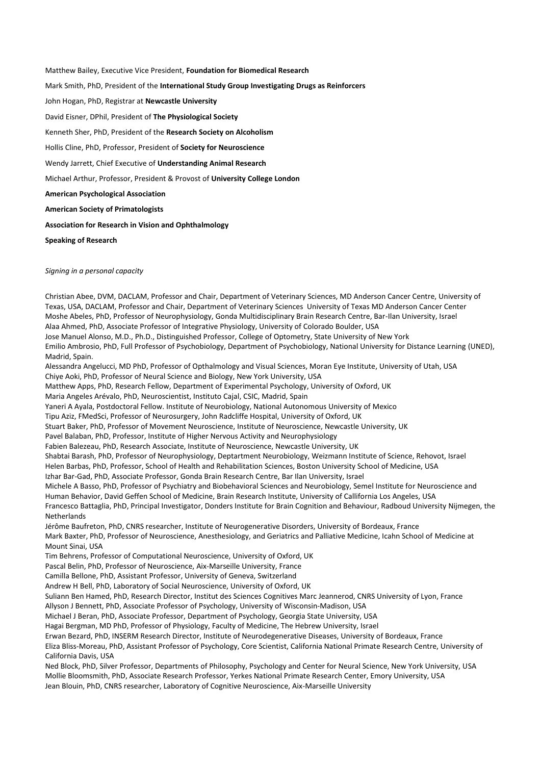Matthew Bailey, Executive Vice President, **Foundation for Biomedical Research**

Mark Smith, PhD, President of the **International Study Group Investigating Drugs as Reinforcers**

John Hogan, PhD, Registrar at **Newcastle University**

David Eisner, DPhil, President of **The Physiological Society**

Kenneth Sher, PhD, President of the **Research Society on Alcoholism**

Hollis Cline, PhD, Professor, President of **Society for Neuroscience**

Wendy Jarrett, Chief Executive of **Understanding Animal Research**

Michael Arthur, Professor, President & Provost of **University College London**

**American Psychological Association**

**American Society of Primatologists**

**Association for Research in Vision and Ophthalmology**

**Speaking of Research**

*Signing in a personal capacity*

Christian Abee, DVM, DACLAM, Professor and Chair, Department of Veterinary Sciences, MD Anderson Cancer Centre, University of Texas, USA, DACLAM, Professor and Chair, Department of Veterinary Sciences University of Texas MD Anderson Cancer Center
Moshe Abeles, PhD, Professor of Neurophysiology, Gonda Multidisciplinary Brain Research Centre, Bar-Ilan University, Israel
Alaa Ahmed, PhD, Associate Professor of Integrative Physiology, University of Colorado Boulder, USA
Jose Manuel Alonso, M.D., Ph.D., Distinguished Professor, College of Optometry, State University of New York
Emilio Ambrosio, PhD, Full Professor of Psychobiology, Department of Psychobiology, National University for Distance Learning (UNED), Madrid, Spain.
Alessandra Angelucci, MD PhD, Professor of Opthalmology and Visual Sciences, Moran Eye Institute, University of Utah, USA
Chiye Aoki, PhD, Professor of Neural Science and Biology, New York University, USA
Matthew Apps, PhD, Research Fellow, Department of Experimental Psychology, University of Oxford, UK
Maria Angeles Arévalo, PhD, Neuroscientist, Instituto Cajal, CSIC, Madrid, Spain
Yaneri A Ayala, Postdoctoral Fellow. Institute of Neurobiology, National Autonomous University of Mexico
Tipu Aziz, FMedSci, Professor of Neurosurgery, John Radcliffe Hospital, University of Oxford, UK
Stuart Baker, PhD, Professor of Movement Neuroscience, Institute of Neuroscience, Newcastle University, UK
Pavel Balaban, PhD, Professor, Institute of Higher Nervous Activity and Neurophysiology
Fabien Balezeau, PhD, Research Associate, Institute of Neuroscience, Newcastle University, UK
Shabtai Barash, PhD, Professor of Neurophysiology, Deptartment Neurobiology, Weizmann Institute of Science, Rehovot, Israel
Helen Barbas, PhD, Professor, School of Health and Rehabilitation Sciences, Boston University School of Medicine, USA
Izhar Bar-Gad, PhD, Associate Professor, Gonda Brain Research Centre, Bar Ilan University, Israel
Michele A Basso, PhD, Professor of Psychiatry and Biobehavioral Sciences and Neurobiology, Semel Institute for Neuroscience and Human Behavior, David Geffen School of Medicine, Brain Research Institute, University of Callifornia Los Angeles, USA
Francesco Battaglia, PhD, Principal Investigator, Donders Institute for Brain Cognition and Behaviour, Radboud University Nijmegen, the Netherlands
Jérôme Baufreton, PhD, CNRS researcher, Institute of Neurogenerative Disorders, University of Bordeaux, France
Mark Baxter, PhD, Professor of Neuroscience, Anesthesiology, and Geriatrics and Palliative Medicine, Icahn School of Medicine at Mount Sinai, USA
Tim Behrens, Professor of Computational Neuroscience, University of Oxford, UK
Pascal Belin, PhD, Professor of Neuroscience, Aix-Marseille University, France
Camilla Bellone, PhD, Assistant Professor, University of Geneva, Switzerland
Andrew H Bell, PhD, Laboratory of Social Neuroscience, University of Oxford, UK
Suliann Ben Hamed, PhD, Research Director, Institut des Sciences Cognitives Marc Jeannerod, CNRS University of Lyon, France
Allyson J Bennett, PhD, Associate Professor of Psychology, University of Wisconsin-Madison, USA
Michael J Beran, PhD, Associate Professor, Department of Psychology, Georgia State University, USA
Hagai Bergman, MD PhD, Professor of Physiology, Faculty of Medicine, The Hebrew University, Israel
Erwan Bezard, PhD, INSERM Research Director, Institute of Neurodegenerative Diseases, University of Bordeaux, France
Eliza Bliss-Moreau, PhD, Assistant Professor of Psychology, Core Scientist, California National Primate Research Centre, University of California Davis, USA
Ned Block, PhD, Silver Professor, Departments of Philosophy, Psychology and Center for Neural Science, New York University, USA
Mollie Bloomsmith, PhD, Associate Research Professor, Yerkes National Primate Research Center, Emory University, USA
Jean Blouin, PhD, CNRS researcher, Laboratory of Cognitive Neuroscience, Aix-Marseille University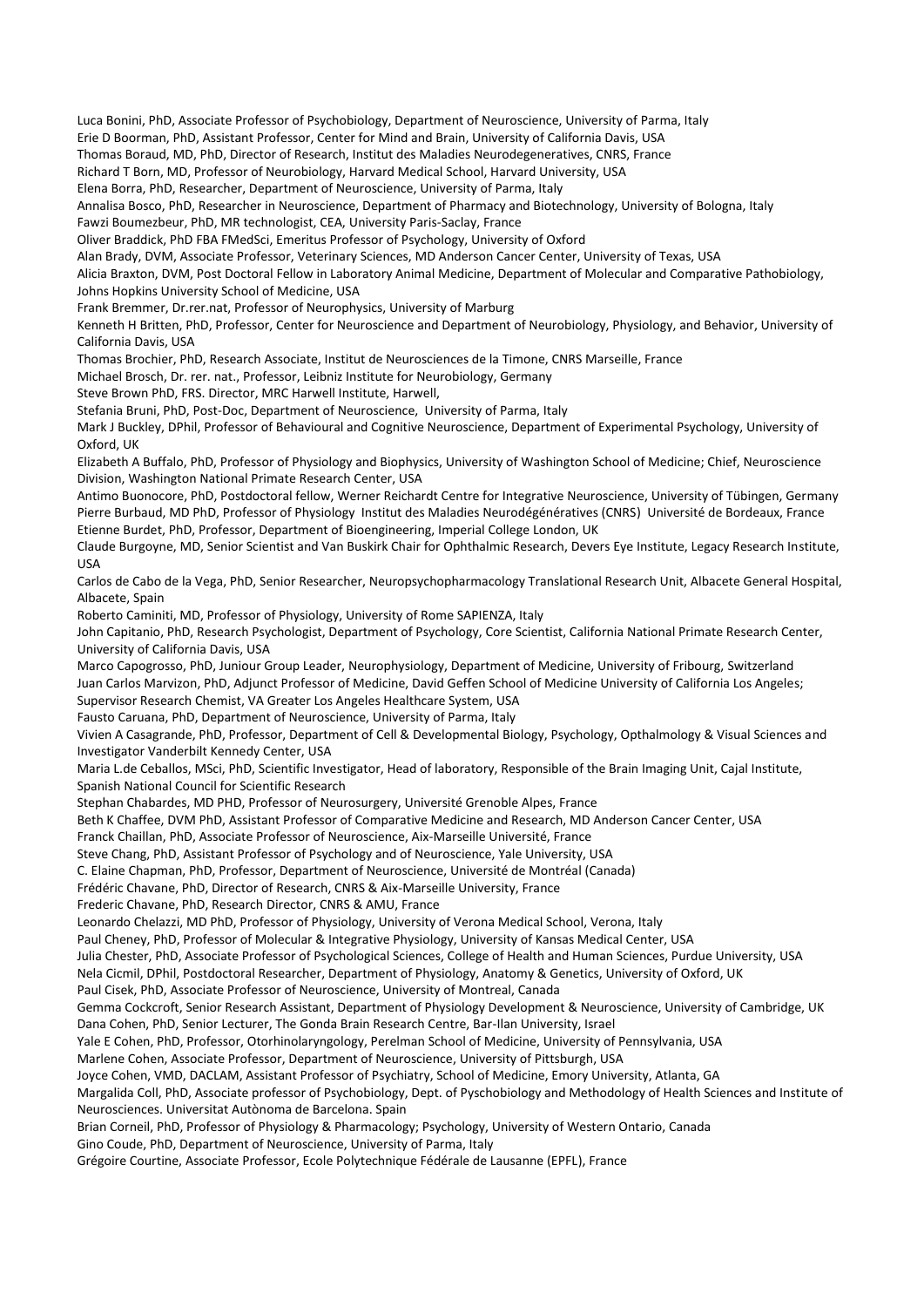Luca Bonini, PhD, Associate Professor of Psychobiology, Department of Neuroscience, University of Parma, Italy
Erie D Boorman, PhD, Assistant Professor, Center for Mind and Brain, University of California Davis, USA
Thomas Boraud, MD, PhD, Director of Research, Institut des Maladies Neurodegeneratives, CNRS, France
Richard T Born, MD, Professor of Neurobiology, Harvard Medical School, Harvard University, USA
Elena Borra, PhD, Researcher, Department of Neuroscience, University of Parma, Italy
Annalisa Bosco, PhD, Researcher in Neuroscience, Department of Pharmacy and Biotechnology, University of Bologna, Italy
Fawzi Boumezbeur, PhD, MR technologist, CEA, University Paris-Saclay, France
Oliver Braddick, PhD FBA FMedSci, Emeritus Professor of Psychology, University of Oxford
Alan Brady, DVM, Associate Professor, Veterinary Sciences, MD Anderson Cancer Center, University of Texas, USA
Alicia Braxton, DVM, Post Doctoral Fellow in Laboratory Animal Medicine, Department of Molecular and Comparative Pathobiology, Johns Hopkins University School of Medicine, USA
Frank Bremmer, Dr.rer.nat, Professor of Neurophysics, University of Marburg
Kenneth H Britten, PhD, Professor, Center for Neuroscience and Department of Neurobiology, Physiology, and Behavior, University of California Davis, USA
Thomas Brochier, PhD, Research Associate, Institut de Neurosciences de la Timone, CNRS Marseille, France
Michael Brosch, Dr. rer. nat., Professor, Leibniz Institute for Neurobiology, Germany
Steve Brown PhD, FRS. Director, MRC Harwell Institute, Harwell,
Stefania Bruni, PhD, Post-Doc, Department of Neuroscience, University of Parma, Italy
Mark J Buckley, DPhil, Professor of Behavioural and Cognitive Neuroscience, Department of Experimental Psychology, University of Oxford, UK
Elizabeth A Buffalo, PhD, Professor of Physiology and Biophysics, University of Washington School of Medicine; Chief, Neuroscience Division, Washington National Primate Research Center, USA
Antimo Buonocore, PhD, Postdoctoral fellow, Werner Reichardt Centre for Integrative Neuroscience, University of Tübingen, Germany
Pierre Burbaud, MD PhD, Professor of Physiology Institut des Maladies Neurodégénératives (CNRS) Université de Bordeaux, France
Etienne Burdet, PhD, Professor, Department of Bioengineering, Imperial College London, UK
Claude Burgoyne, MD, Senior Scientist and Van Buskirk Chair for Ophthalmic Research, Devers Eye Institute, Legacy Research Institute, USA
Carlos de Cabo de la Vega, PhD, Senior Researcher, Neuropsychopharmacology Translational Research Unit, Albacete General Hospital, Albacete, Spain
Roberto Caminiti, MD, Professor of Physiology, University of Rome SAPIENZA, Italy
John Capitanio, PhD, Research Psychologist, Department of Psychology, Core Scientist, California National Primate Research Center, University of California Davis, USA
Marco Capogrosso, PhD, Juniour Group Leader, Neurophysiology, Department of Medicine, University of Fribourg, Switzerland
Juan Carlos Marvizon, PhD, Adjunct Professor of Medicine, David Geffen School of Medicine University of California Los Angeles; Supervisor Research Chemist, VA Greater Los Angeles Healthcare System, USA
Fausto Caruana, PhD, Department of Neuroscience, University of Parma, Italy
Vivien A Casagrande, PhD, Professor, Department of Cell & Developmental Biology, Psychology, Opthalmology & Visual Sciences and Investigator Vanderbilt Kennedy Center, USA
Maria L.de Ceballos, MSci, PhD, Scientific Investigator, Head of laboratory, Responsible of the Brain Imaging Unit, Cajal Institute, Spanish National Council for Scientific Research
Stephan Chabardes, MD PHD, Professor of Neurosurgery, Université Grenoble Alpes, France
Beth K Chaffee, DVM PhD, Assistant Professor of Comparative Medicine and Research, MD Anderson Cancer Center, USA
Franck Chaillan, PhD, Associate Professor of Neuroscience, Aix-Marseille Université, France
Steve Chang, PhD, Assistant Professor of Psychology and of Neuroscience, Yale University, USA
C. Elaine Chapman, PhD, Professor, Department of Neuroscience, Université de Montréal (Canada)
Frédéric Chavane, PhD, Director of Research, CNRS & Aix-Marseille University, France
Frederic Chavane, PhD, Research Director, CNRS & AMU, France
Leonardo Chelazzi, MD PhD, Professor of Physiology, University of Verona Medical School, Verona, Italy
Paul Cheney, PhD, Professor of Molecular & Integrative Physiology, University of Kansas Medical Center, USA
Julia Chester, PhD, Associate Professor of Psychological Sciences, College of Health and Human Sciences, Purdue University, USA
Nela Cicmil, DPhil, Postdoctoral Researcher, Department of Physiology, Anatomy & Genetics, University of Oxford, UK
Paul Cisek, PhD, Associate Professor of Neuroscience, University of Montreal, Canada
Gemma Cockcroft, Senior Research Assistant, Department of Physiology Development & Neuroscience, University of Cambridge, UK
Dana Cohen, PhD, Senior Lecturer, The Gonda Brain Research Centre, Bar-Ilan University, Israel
Yale E Cohen, PhD, Professor, Otorhinolaryngology, Perelman School of Medicine, University of Pennsylvania, USA
Marlene Cohen, Associate Professor, Department of Neuroscience, University of Pittsburgh, USA
Joyce Cohen, VMD, DACLAM, Assistant Professor of Psychiatry, School of Medicine, Emory University, Atlanta, GA
Margalida Coll, PhD, Associate professor of Psychobiology, Dept. of Pyschobiology and Methodology of Health Sciences and Institute of Neurosciences. Universitat Autònoma de Barcelona. Spain
Brian Corneil, PhD, Professor of Physiology & Pharmacology; Psychology, University of Western Ontario, Canada
Gino Coude, PhD, Department of Neuroscience, University of Parma, Italy
Grégoire Courtine, Associate Professor, Ecole Polytechnique Fédérale de Lausanne (EPFL), France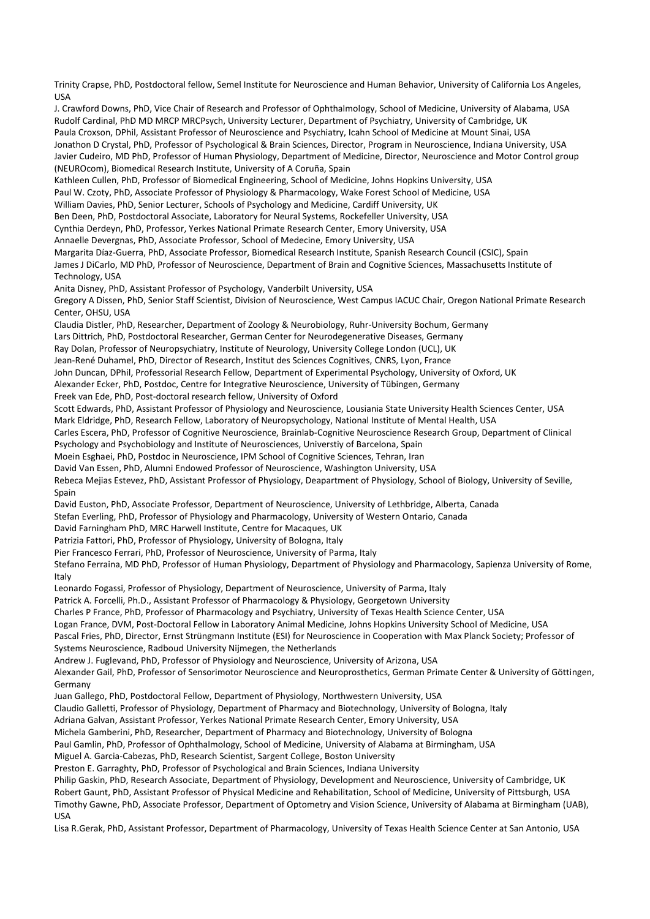Trinity Crapse, PhD, Postdoctoral fellow, Semel Institute for Neuroscience and Human Behavior, University of California Los Angeles, USA

J. Crawford Downs, PhD, Vice Chair of Research and Professor of Ophthalmology, School of Medicine, University of Alabama, USA

Rudolf Cardinal, PhD MD MRCP MRCPsych, University Lecturer, Department of Psychiatry, University of Cambridge, UK

Paula Croxson, DPhil, Assistant Professor of Neuroscience and Psychiatry, Icahn School of Medicine at Mount Sinai, USA

Jonathon D Crystal, PhD, Professor of Psychological & Brain Sciences, Director, Program in Neuroscience, Indiana University, USA

Javier Cudeiro, MD PhD, Professor of Human Physiology, Department of Medicine, Director, Neuroscience and Motor Control group (NEUROcom), Biomedical Research Institute, University of A Coruña, Spain

Kathleen Cullen, PhD, Professor of Biomedical Engineering, School of Medicine, Johns Hopkins University, USA

Paul W. Czoty, PhD, Associate Professor of Physiology & Pharmacology, Wake Forest School of Medicine, USA

William Davies, PhD, Senior Lecturer, Schools of Psychology and Medicine, Cardiff University, UK

Ben Deen, PhD, Postdoctoral Associate, Laboratory for Neural Systems, Rockefeller University, USA

Cynthia Derdeyn, PhD, Professor, Yerkes National Primate Research Center, Emory University, USA

Annaelle Devergnas, PhD, Associate Professor, School of Medecine, Emory University, USA

Margarita Díaz-Guerra, PhD, Associate Professor, Biomedical Research Institute, Spanish Research Council (CSIC), Spain

James J DiCarlo, MD PhD, Professor of Neuroscience, Department of Brain and Cognitive Sciences, Massachusetts Institute of Technology, USA

Anita Disney, PhD, Assistant Professor of Psychology, Vanderbilt University, USA

Gregory A Dissen, PhD, Senior Staff Scientist, Division of Neuroscience, West Campus IACUC Chair, Oregon National Primate Research Center, OHSU, USA

Claudia Distler, PhD, Researcher, Department of Zoology & Neurobiology, Ruhr-University Bochum, Germany

Lars Dittrich, PhD, Postdoctoral Researcher, German Center for Neurodegenerative Diseases, Germany

Ray Dolan, Professor of Neuropsychiatry, Institute of Neurology, University College London (UCL), UK

Jean-René Duhamel, PhD, Director of Research, Institut des Sciences Cognitives, CNRS, Lyon, France

John Duncan, DPhil, Professorial Research Fellow, Department of Experimental Psychology, University of Oxford, UK

Alexander Ecker, PhD, Postdoc, Centre for Integrative Neuroscience, University of Tübingen, Germany

Freek van Ede, PhD, Post-doctoral research fellow, University of Oxford

Scott Edwards, PhD, Assistant Professor of Physiology and Neuroscience, Lousiania State University Health Sciences Center, USA

Mark Eldridge, PhD, Research Fellow, Laboratory of Neuropsychology, National Institute of Mental Health, USA

Carles Escera, PhD, Professor of Cognitive Neuroscience, Brainlab-Cognitive Neuroscience Research Group, Department of Clinical Psychology and Psychobiology and Institute of Neurosciences, Universtiy of Barcelona, Spain

Moein Esghaei, PhD, Postdoc in Neuroscience, IPM School of Cognitive Sciences, Tehran, Iran

David Van Essen, PhD, Alumni Endowed Professor of Neuroscience, Washington University, USA

Rebeca Mejias Estevez, PhD, Assistant Professor of Physiology, Deapartment of Physiology, School of Biology, University of Seville, Spain

David Euston, PhD, Associate Professor, Department of Neuroscience, University of Lethbridge, Alberta, Canada

Stefan Everling, PhD, Professor of Physiology and Pharmacology, University of Western Ontario, Canada

David Farningham PhD, MRC Harwell Institute, Centre for Macaques, UK

Patrizia Fattori, PhD, Professor of Physiology, University of Bologna, Italy

Pier Francesco Ferrari, PhD, Professor of Neuroscience, University of Parma, Italy

Stefano Ferraina, MD PhD, Professor of Human Physiology, Department of Physiology and Pharmacology, Sapienza University of Rome, Italy

Leonardo Fogassi, Professor of Physiology, Department of Neuroscience, University of Parma, Italy

Patrick A. Forcelli, Ph.D., Assistant Professor of Pharmacology & Physiology, Georgetown University

Charles P France, PhD, Professor of Pharmacology and Psychiatry, University of Texas Health Science Center, USA

Logan France, DVM, Post-Doctoral Fellow in Laboratory Animal Medicine, Johns Hopkins University School of Medicine, USA

Pascal Fries, PhD, Director, Ernst Strüngmann Institute (ESI) for Neuroscience in Cooperation with Max Planck Society; Professor of Systems Neuroscience, Radboud University Nijmegen, the Netherlands

Andrew J. Fuglevand, PhD, Professor of Physiology and Neuroscience, University of Arizona, USA

Alexander Gail, PhD, Professor of Sensorimotor Neuroscience and Neuroprosthetics, German Primate Center & University of Göttingen, Germany

Juan Gallego, PhD, Postdoctoral Fellow, Department of Physiology, Northwestern University, USA

Claudio Galletti, Professor of Physiology, Department of Pharmacy and Biotechnology, University of Bologna, Italy

Adriana Galvan, Assistant Professor, Yerkes National Primate Research Center, Emory University, USA

Michela Gamberini, PhD, Researcher, Department of Pharmacy and Biotechnology, University of Bologna

Paul Gamlin, PhD, Professor of Ophthalmology, School of Medicine, University of Alabama at Birmingham, USA

Miguel A. Garcia-Cabezas, PhD, Research Scientist, Sargent College, Boston University

Preston E. Garraghty, PhD, Professor of Psychological and Brain Sciences, Indiana University

Philip Gaskin, PhD, Research Associate, Department of Physiology, Development and Neuroscience, University of Cambridge, UK

Robert Gaunt, PhD, Assistant Professor of Physical Medicine and Rehabilitation, School of Medicine, University of Pittsburgh, USA

Timothy Gawne, PhD, Associate Professor, Department of Optometry and Vision Science, University of Alabama at Birmingham (UAB), USA

Lisa R.Gerak, PhD, Assistant Professor, Department of Pharmacology, University of Texas Health Science Center at San Antonio, USA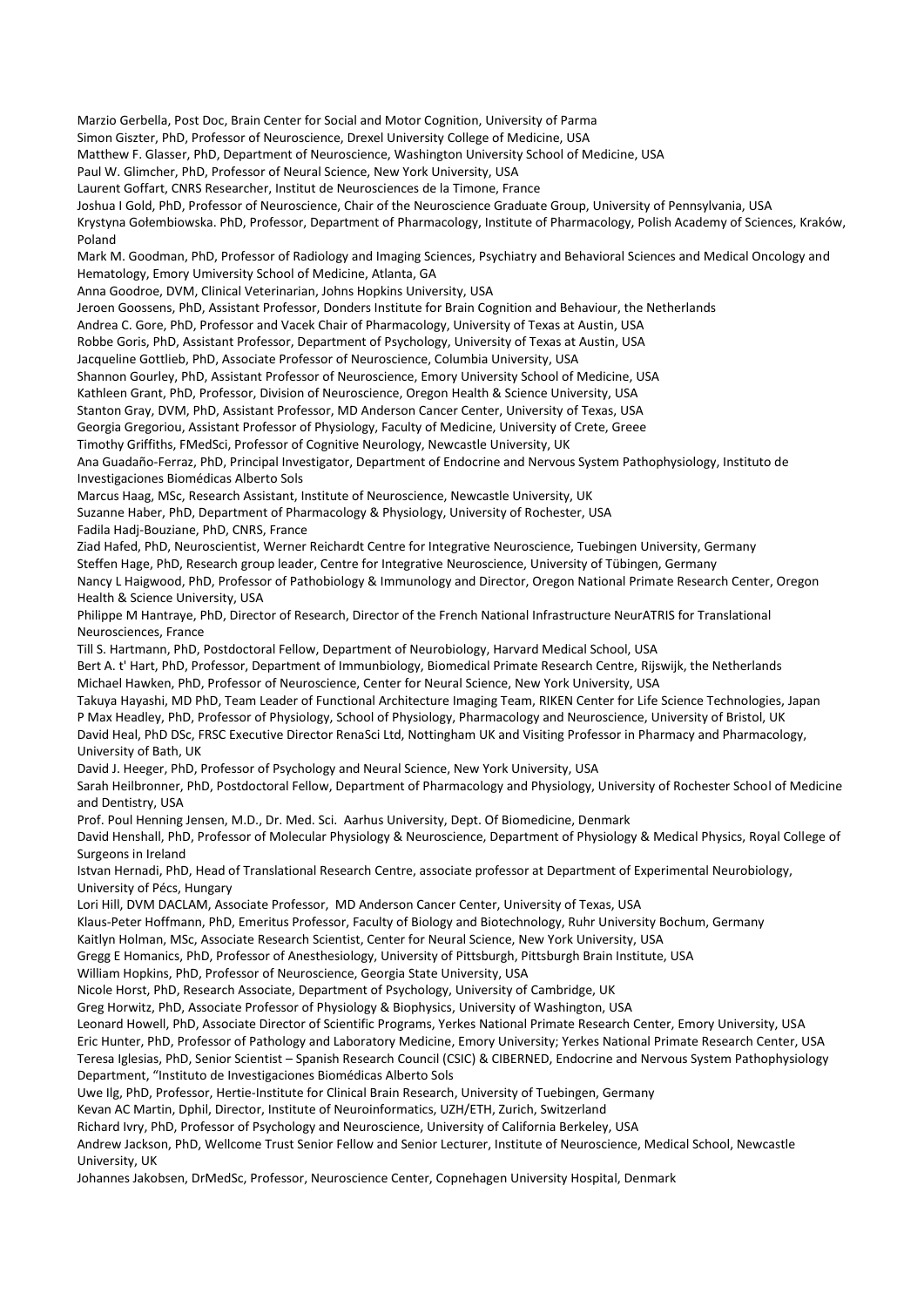Marzio Gerbella, Post Doc, Brain Center for Social and Motor Cognition, University of Parma
Simon Giszter, PhD, Professor of Neuroscience, Drexel University College of Medicine, USA
Matthew F. Glasser, PhD, Department of Neuroscience, Washington University School of Medicine, USA
Paul W. Glimcher, PhD, Professor of Neural Science, New York University, USA
Laurent Goffart, CNRS Researcher, Institut de Neurosciences de la Timone, France
Joshua I Gold, PhD, Professor of Neuroscience, Chair of the Neuroscience Graduate Group, University of Pennsylvania, USA
Krystyna Gołembiowska. PhD, Professor, Department of Pharmacology, Institute of Pharmacology, Polish Academy of Sciences, Kraków, Poland
Mark M. Goodman, PhD, Professor of Radiology and Imaging Sciences, Psychiatry and Behavioral Sciences and Medical Oncology and Hematology, Emory Umiversity School of Medicine, Atlanta, GA
Anna Goodroe, DVM, Clinical Veterinarian, Johns Hopkins University, USA
Jeroen Goossens, PhD, Assistant Professor, Donders Institute for Brain Cognition and Behaviour, the Netherlands
Andrea C. Gore, PhD, Professor and Vacek Chair of Pharmacology, University of Texas at Austin, USA
Robbe Goris, PhD, Assistant Professor, Department of Psychology, University of Texas at Austin, USA
Jacqueline Gottlieb, PhD, Associate Professor of Neuroscience, Columbia University, USA
Shannon Gourley, PhD, Assistant Professor of Neuroscience, Emory University School of Medicine, USA
Kathleen Grant, PhD, Professor, Division of Neuroscience, Oregon Health & Science University, USA
Stanton Gray, DVM, PhD, Assistant Professor, MD Anderson Cancer Center, University of Texas, USA
Georgia Gregoriou, Assistant Professor of Physiology, Faculty of Medicine, University of Crete, Greee
Timothy Griffiths, FMedSci, Professor of Cognitive Neurology, Newcastle University, UK
Ana Guadaño-Ferraz, PhD, Principal Investigator, Department of Endocrine and Nervous System Pathophysiology, Instituto de Investigaciones Biomédicas Alberto Sols
Marcus Haag, MSc, Research Assistant, Institute of Neuroscience, Newcastle University, UK
Suzanne Haber, PhD, Department of Pharmacology & Physiology, University of Rochester, USA
Fadila Hadj-Bouziane, PhD, CNRS, France
Ziad Hafed, PhD, Neuroscientist, Werner Reichardt Centre for Integrative Neuroscience, Tuebingen University, Germany
Steffen Hage, PhD, Research group leader, Centre for Integrative Neuroscience, University of Tübingen, Germany
Nancy L Haigwood, PhD, Professor of Pathobiology & Immunology and Director, Oregon National Primate Research Center, Oregon Health & Science University, USA
Philippe M Hantraye, PhD, Director of Research, Director of the French National Infrastructure NeurATRIS for Translational Neurosciences, France
Till S. Hartmann, PhD, Postdoctoral Fellow, Department of Neurobiology, Harvard Medical School, USA
Bert A. t' Hart, PhD, Professor, Department of Immunbiology, Biomedical Primate Research Centre, Rijswijk, the Netherlands
Michael Hawken, PhD, Professor of Neuroscience, Center for Neural Science, New York University, USA
Takuya Hayashi, MD PhD, Team Leader of Functional Architecture Imaging Team, RIKEN Center for Life Science Technologies, Japan
P Max Headley, PhD, Professor of Physiology, School of Physiology, Pharmacology and Neuroscience, University of Bristol, UK
David Heal, PhD DSc, FRSC Executive Director RenaSci Ltd, Nottingham UK and Visiting Professor in Pharmacy and Pharmacology, University of Bath, UK
David J. Heeger, PhD, Professor of Psychology and Neural Science, New York University, USA
Sarah Heilbronner, PhD, Postdoctoral Fellow, Department of Pharmacology and Physiology, University of Rochester School of Medicine and Dentistry, USA
Prof. Poul Henning Jensen, M.D., Dr. Med. Sci. Aarhus University, Dept. Of Biomedicine, Denmark
David Henshall, PhD, Professor of Molecular Physiology & Neuroscience, Department of Physiology & Medical Physics, Royal College of Surgeons in Ireland
Istvan Hernadi, PhD, Head of Translational Research Centre, associate professor at Department of Experimental Neurobiology, University of Pécs, Hungary
Lori Hill, DVM DACLAM, Associate Professor, MD Anderson Cancer Center, University of Texas, USA
Klaus-Peter Hoffmann, PhD, Emeritus Professor, Faculty of Biology and Biotechnology, Ruhr University Bochum, Germany
Kaitlyn Holman, MSc, Associate Research Scientist, Center for Neural Science, New York University, USA
Gregg E Homanics, PhD, Professor of Anesthesiology, University of Pittsburgh, Pittsburgh Brain Institute, USA
William Hopkins, PhD, Professor of Neuroscience, Georgia State University, USA
Nicole Horst, PhD, Research Associate, Department of Psychology, University of Cambridge, UK
Greg Horwitz, PhD, Associate Professor of Physiology & Biophysics, University of Washington, USA
Leonard Howell, PhD, Associate Director of Scientific Programs, Yerkes National Primate Research Center, Emory University, USA
Eric Hunter, PhD, Professor of Pathology and Laboratory Medicine, Emory University; Yerkes National Primate Research Center, USA
Teresa Iglesias, PhD, Senior Scientist – Spanish Research Council (CSIC) & CIBERNED, Endocrine and Nervous System Pathophysiology Department, "Instituto de Investigaciones Biomédicas Alberto Sols
Uwe Ilg, PhD, Professor, Hertie-Institute for Clinical Brain Research, University of Tuebingen, Germany
Kevan AC Martin, Dphil, Director, Institute of Neuroinformatics, UZH/ETH, Zurich, Switzerland
Richard Ivry, PhD, Professor of Psychology and Neuroscience, University of California Berkeley, USA
Andrew Jackson, PhD, Wellcome Trust Senior Fellow and Senior Lecturer, Institute of Neuroscience, Medical School, Newcastle University, UK
Johannes Jakobsen, DrMedSc, Professor, Neuroscience Center, Copnehagen University Hospital, Denmark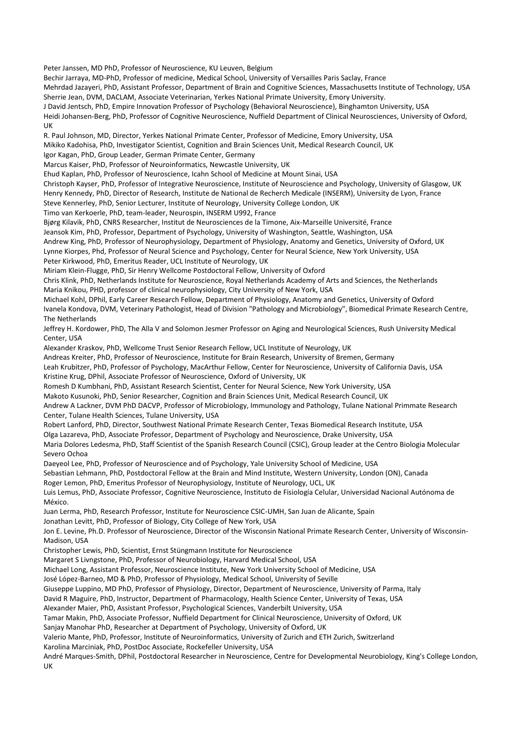Peter Janssen, MD PhD, Professor of Neuroscience, KU Leuven, Belgium

Bechir Jarraya, MD-PhD, Professor of medicine, Medical School, University of Versailles Paris Saclay, France

Mehrdad Jazayeri, PhD, Assistant Professor, Department of Brain and Cognitive Sciences, Massachusetts Institute of Technology, USA

Sherrie Jean, DVM, DACLAM, Associate Veterinarian, Yerkes National Primate University, Emory University.

J David Jentsch, PhD, Empire Innovation Professor of Psychology (Behavioral Neuroscience), Binghamton University, USA

Heidi Johansen-Berg, PhD, Professor of Cognitive Neuroscience, Nuffield Department of Clinical Neurosciences, University of Oxford, UK

R. Paul Johnson, MD, Director, Yerkes National Primate Center, Professor of Medicine, Emory University, USA

Mikiko Kadohisa, PhD, Investigator Scientist, Cognition and Brain Sciences Unit, Medical Research Council, UK

Igor Kagan, PhD, Group Leader, German Primate Center, Germany

Marcus Kaiser, PhD, Professor of Neuroinformatics, Newcastle University, UK

Ehud Kaplan, PhD, Professor of Neuroscience, Icahn School of Medicine at Mount Sinai, USA

Christoph Kayser, PhD, Professor of Integrative Neuroscience, Institute of Neuroscience and Psychology, University of Glasgow, UK

Henry Kennedy, PhD, Director of Research, Institute de National de Recherch Medicale (INSERM), University de Lyon, France

Steve Kennerley, PhD, Senior Lecturer, Institute of Neurology, University College London, UK

Timo van Kerkoerle, PhD, team-leader, Neurospin, INSERM U992, France

Bjørg Kilavik, PhD, CNRS Researcher, Institut de Neurosciences de la Timone, Aix-Marseille Université, France

Jeansok Kim, PhD, Professor, Department of Psychology, University of Washington, Seattle, Washington, USA

Andrew King, PhD, Professor of Neurophysiology, Department of Physiology, Anatomy and Genetics, University of Oxford, UK

Lynne Kiorpes, Phd, Professor of Neural Science and Psychology, Center for Neural Science, New York University, USA

Peter Kirkwood, PhD, Emeritus Reader, UCL Institute of Neurology, UK

Miriam Klein-Flugge, PhD, Sir Henry Wellcome Postdoctoral Fellow, University of Oxford

Chris Klink, PhD, Netherlands Institute for Neuroscience, Royal Netherlands Academy of Arts and Sciences, the Netherlands

Maria Knikou, PHD, professor of clinical neurophysiology, City University of New York, USA

Michael Kohl, DPhil, Early Career Research Fellow, Department of Physiology, Anatomy and Genetics, University of Oxford

Ivanela Kondova, DVM, Veterinary Pathologist, Head of Division "Pathology and Microbiology", Biomedical Primate Research Centre, The Netherlands

Jeffrey H. Kordower, PhD, The Alla V and Solomon Jesmer Professor on Aging and Neurological Sciences, Rush University Medical Center, USA

Alexander Kraskov, PhD, Wellcome Trust Senior Research Fellow, UCL Institute of Neurology, UK

Andreas Kreiter, PhD, Professor of Neuroscience, Institute for Brain Research, University of Bremen, Germany

Leah Krubitzer, PhD, Professor of Psychology, MacArthur Fellow, Center for Neuroscience, University of California Davis, USA

Kristine Krug, DPhil, Associate Professor of Neuroscience, Oxford of University, UK

Romesh D Kumbhani, PhD, Assistant Research Scientist, Center for Neural Science, New York University, USA

Makoto Kusunoki, PhD, Senior Researcher, Cognition and Brain Sciences Unit, Medical Research Council, UK

Andrew A Lackner, DVM PhD DACVP, Professor of Microbiology, Immunology and Pathology, Tulane National Primmate Research Center, Tulane Health Sciences, Tulane University, USA

Robert Lanford, PhD, Director, Southwest National Primate Research Center, Texas Biomedical Research Institute, USA

Olga Lazareva, PhD, Associate Professor, Department of Psychology and Neuroscience, Drake University, USA

Maria Dolores Ledesma, PhD, Staff Scientist of the Spanish Research Council (CSIC), Group leader at the Centro Biologia Molecular Severo Ochoa

Daeyeol Lee, PhD, Professor of Neuroscience and of Psychology, Yale University School of Medicine, USA

Sebastian Lehmann, PhD, Postdoctoral Fellow at the Brain and Mind Institute, Western University, London (ON), Canada

Roger Lemon, PhD, Emeritus Professor of Neurophysiology, Institute of Neurology, UCL, UK

Luis Lemus, PhD, Associate Professor, Cognitive Neuroscience, Instituto de Fisiología Celular, Universidad Nacional Autónoma de México.

Juan Lerma, PhD, Research Professor, Institute for Neuroscience CSIC-UMH, San Juan de Alicante, Spain

Jonathan Levitt, PhD, Professor of Biology, City College of New York, USA

Jon E. Levine, Ph.D. Professor of Neuroscience, Director of the Wisconsin National Primate Research Center, University of Wisconsin-Madison, USA

Christopher Lewis, PhD, Scientist, Ernst Stüngmann Institute for Neuroscience

Margaret S Livngstone, PhD, Professor of Neurobiology, Harvard Medical School, USA

Michael Long, Assistant Professor, Neuroscience Institute, New York University School of Medicine, USA

José López-Barneo, MD & PhD, Professor of Physiology, Medical School, University of Seville

Giuseppe Luppino, MD PhD, Professor of Physiology, Director, Department of Neuroscience, University of Parma, Italy

David R Maguire, PhD, Instructor, Department of Pharmacology, Health Science Center, University of Texas, USA

Alexander Maier, PhD, Assistant Professor, Psychological Sciences, Vanderbilt University, USA

Tamar Makin, PhD, Associate Professor, Nuffield Department for Clinical Neuroscience, University of Oxford, UK

Sanjay Manohar PhD, Researcher at Department of Psychology, University of Oxford, UK

Valerio Mante, PhD, Professor, Institute of Neuroinformatics, University of Zurich and ETH Zurich, Switzerland

Karolina Marciniak, PhD, PostDoc Associate, Rockefeller University, USA

André Marques-Smith, DPhil, Postdoctoral Researcher in Neuroscience, Centre for Developmental Neurobiology, King's College London, UK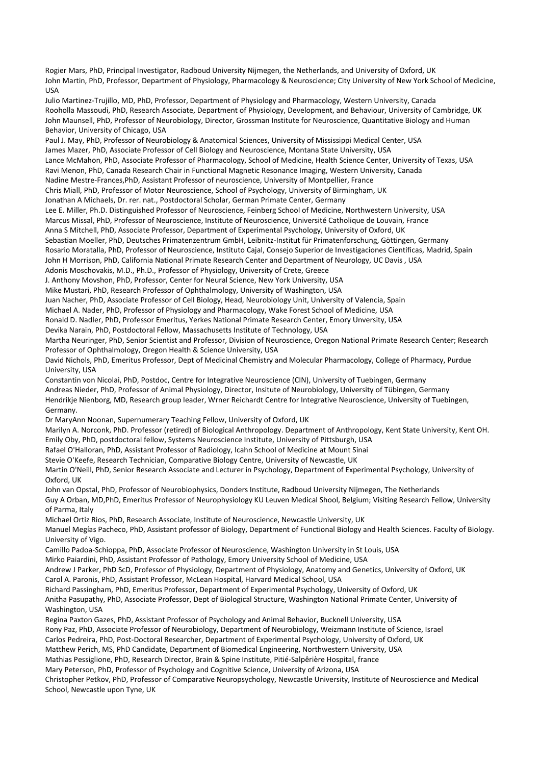Rogier Mars, PhD, Principal Investigator, Radboud University Nijmegen, the Netherlands, and University of Oxford, UK
John Martin, PhD, Professor, Department of Physiology, Pharmacology & Neuroscience; City University of New York School of Medicine, USA
Julio Martinez-Trujillo, MD, PhD, Professor, Department of Physiology and Pharmacology, Western University, Canada
Rooholla Massoudi, PhD, Research Associate, Department of Physiology, Development, and Behaviour, University of Cambridge, UK
John Maunsell, PhD, Professor of Neurobiology, Director, Grossman Institute for Neuroscience, Quantitative Biology and Human Behavior, University of Chicago, USA
Paul J. May, PhD, Professor of Neurobiology & Anatomical Sciences, University of Mississippi Medical Center, USA
James Mazer, PhD, Associate Professor of Cell Biology and Neuroscience, Montana State University, USA
Lance McMahon, PhD, Associate Professor of Pharmacology, School of Medicine, Health Science Center, University of Texas, USA
Ravi Menon, PhD, Canada Research Chair in Functional Magnetic Resonance Imaging, Western University, Canada
Nadine Mestre-Frances,PhD, Assistant Professor of neuroscience, University of Montpellier, France
Chris Miall, PhD, Professor of Motor Neuroscience, School of Psychology, University of Birmingham, UK
Jonathan A Michaels, Dr. rer. nat., Postdoctoral Scholar, German Primate Center, Germany
Lee E. Miller, Ph.D. Distinguished Professor of Neuroscience, Feinberg School of Medicine, Northwestern University, USA
Marcus Missal, PhD, Professor of Neuroscience, Institute of Neuroscience, Université Catholique de Louvain, France
Anna S Mitchell, PhD, Associate Professor, Department of Experimental Psychology, University of Oxford, UK
Sebastian Moeller, PhD, Deutsches Primatenzentrum GmbH, Leibnitz-Institut für Primatenforschung, Göttingen, Germany
Rosario Moratalla, PhD, Professor of Neuroscience, Instituto Cajal, Consejo Superior de Investigaciones Científicas, Madrid, Spain
John H Morrison, PhD, California National Primate Research Center and Department of Neurology, UC Davis , USA
Adonis Moschovakis, M.D., Ph.D., Professor of Physiology, University of Crete, Greece
J. Anthony Movshon, PhD, Professor, Center for Neural Science, New York University, USA
Mike Mustari, PhD, Research Professor of Ophthalmology, University of Washington, USA
Juan Nacher, PhD, Associate Professor of Cell Biology, Head, Neurobiology Unit, University of Valencia, Spain
Michael A. Nader, PhD, Professor of Physiology and Pharmacology, Wake Forest School of Medicine, USA
Ronald D. Nadler, PhD, Professor Emeritus, Yerkes National Primate Research Center, Emory Unversity, USA
Devika Narain, PhD, Postdoctoral Fellow, Massachusetts Institute of Technology, USA
Martha Neuringer, PhD, Senior Scientist and Professor, Division of Neuroscience, Oregon National Primate Research Center; Research Professor of Ophthalmology, Oregon Health & Science University, USA
David Nichols, PhD, Emeritus Professor, Dept of Medicinal Chemistry and Molecular Pharmacology, College of Pharmacy, Purdue University, USA
Constantin von Nicolai, PhD, Postdoc, Centre for Integrative Neuroscience (CIN), University of Tuebingen, Germany
Andreas Nieder, PhD, Professor of Animal Physiology, Director, Insitute of Neurobiology, University of Tübingen, Germany
Hendrikje Nienborg, MD, Research group leader, Wrner Reichardt Centre for Integrative Neuroscience, University of Tuebingen, Germany.
Dr MaryAnn Noonan, Supernumerary Teaching Fellow, University of Oxford, UK
Marilyn A. Norconk, PhD. Professor (retired) of Biological Anthropology. Department of Anthropology, Kent State University, Kent OH.
Emily Oby, PhD, postdoctoral fellow, Systems Neuroscience Institute, University of Pittsburgh, USA
Rafael O'Halloran, PhD, Assistant Professor of Radiology, Icahn School of Medicine at Mount Sinai
Stevie O'Keefe, Research Technician, Comparative Biology Centre, University of Newcastle, UK
Martin O'Neill, PhD, Senior Research Associate and Lecturer in Psychology, Department of Experimental Psychology, University of Oxford, UK
John van Opstal, PhD, Professor of Neurobiophysics, Donders Institute, Radboud University Nijmegen, The Netherlands
Guy A Orban, MD,PhD, Emeritus Professor of Neurophysiology KU Leuven Medical Shool, Belgium; Visiting Research Fellow, University of Parma, Italy
Michael Ortiz Rios, PhD, Research Associate, Institute of Neuroscience, Newcastle University, UK
Manuel Megías Pacheco, PhD, Assistant professor of Biology, Department of Functional Biology and Health Sciences. Faculty of Biology. University of Vigo.
Camillo Padoa-Schioppa, PhD, Associate Professor of Neuroscience, Washington University in St Louis, USA
Mirko Paiardini, PhD, Assistant Professor of Pathology, Emory University School of Medicine, USA
Andrew J Parker, PhD ScD, Professor of Physiology, Department of Physiology, Anatomy and Genetics, University of Oxford, UK
Carol A. Paronis, PhD, Assistant Professor, McLean Hospital, Harvard Medical School, USA
Richard Passingham, PhD, Emeritus Professor, Department of Experimental Psychology, University of Oxford, UK
Anitha Pasupathy, PhD, Associate Professor, Dept of Biological Structure, Washington National Primate Center, University of Washington, USA
Regina Paxton Gazes, PhD, Assistant Professor of Psychology and Animal Behavior, Bucknell University, USA
Rony Paz, PhD, Associate Professor of Neurobiology, Department of Neurobiology, Weizmann Institute of Science, Israel
Carlos Pedreira, PhD, Post-Doctoral Researcher, Department of Experimental Psychology, University of Oxford, UK
Matthew Perich, MS, PhD Candidate, Department of Biomedical Engineering, Northwestern University, USA
Mathias Pessiglione, PhD, Research Director, Brain & Spine Institute, Pitié-Salpêrière Hospital, france
Mary Peterson, PhD, Professor of Psychology and Cognitive Science, University of Arizona, USA
Christopher Petkov, PhD, Professor of Comparative Neuropsychology, Newcastle University, Institute of Neuroscience and Medical School, Newcastle upon Tyne, UK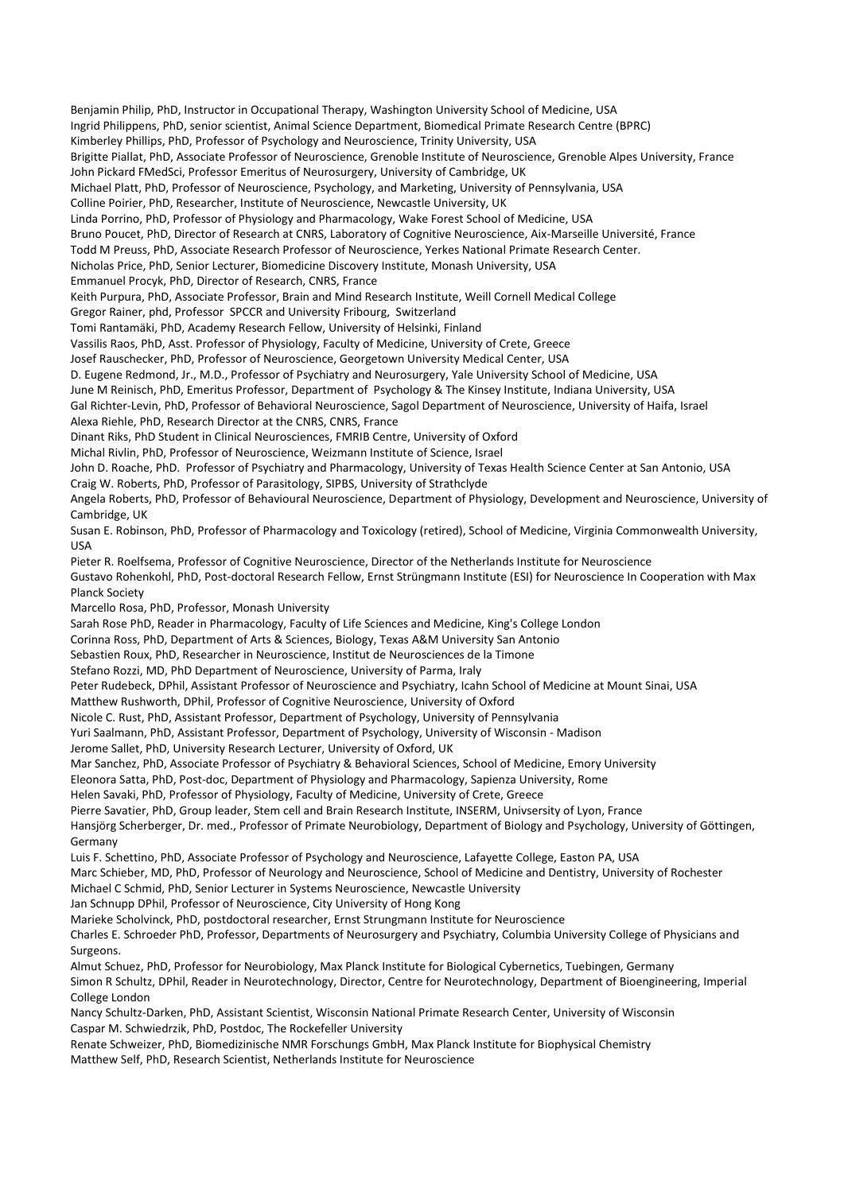Benjamin Philip, PhD, Instructor in Occupational Therapy, Washington University School of Medicine, USA
Ingrid Philippens, PhD, senior scientist, Animal Science Department, Biomedical Primate Research Centre (BPRC)
Kimberley Phillips, PhD, Professor of Psychology and Neuroscience, Trinity University, USA
Brigitte Piallat, PhD, Associate Professor of Neuroscience, Grenoble Institute of Neuroscience, Grenoble Alpes University, France
John Pickard FMedSci, Professor Emeritus of Neurosurgery, University of Cambridge, UK
Michael Platt, PhD, Professor of Neuroscience, Psychology, and Marketing, University of Pennsylvania, USA
Colline Poirier, PhD, Researcher, Institute of Neuroscience, Newcastle University, UK
Linda Porrino, PhD, Professor of Physiology and Pharmacology, Wake Forest School of Medicine, USA
Bruno Poucet, PhD, Director of Research at CNRS, Laboratory of Cognitive Neuroscience, Aix-Marseille Université, France
Todd M Preuss, PhD, Associate Research Professor of Neuroscience, Yerkes National Primate Research Center.
Nicholas Price, PhD, Senior Lecturer, Biomedicine Discovery Institute, Monash University, USA
Emmanuel Procyk, PhD, Director of Research, CNRS, France
Keith Purpura, PhD, Associate Professor, Brain and Mind Research Institute, Weill Cornell Medical College
Gregor Rainer, phd, Professor SPCCR and University Fribourg, Switzerland
Tomi Rantamäki, PhD, Academy Research Fellow, University of Helsinki, Finland
Vassilis Raos, PhD, Asst. Professor of Physiology, Faculty of Medicine, University of Crete, Greece
Josef Rauschecker, PhD, Professor of Neuroscience, Georgetown University Medical Center, USA
D. Eugene Redmond, Jr., M.D., Professor of Psychiatry and Neurosurgery, Yale University School of Medicine, USA
June M Reinisch, PhD, Emeritus Professor, Department of Psychology & The Kinsey Institute, Indiana University, USA
Gal Richter-Levin, PhD, Professor of Behavioral Neuroscience, Sagol Department of Neuroscience, University of Haifa, Israel
Alexa Riehle, PhD, Research Director at the CNRS, CNRS, France
Dinant Riks, PhD Student in Clinical Neurosciences, FMRIB Centre, University of Oxford
Michal Rivlin, PhD, Professor of Neuroscience, Weizmann Institute of Science, Israel
John D. Roache, PhD. Professor of Psychiatry and Pharmacology, University of Texas Health Science Center at San Antonio, USA
Craig W. Roberts, PhD, Professor of Parasitology, SIPBS, University of Strathclyde
Angela Roberts, PhD, Professor of Behavioural Neuroscience, Department of Physiology, Development and Neuroscience, University of Cambridge, UK
Susan E. Robinson, PhD, Professor of Pharmacology and Toxicology (retired), School of Medicine, Virginia Commonwealth University, USA
Pieter R. Roelfsema, Professor of Cognitive Neuroscience, Director of the Netherlands Institute for Neuroscience
Gustavo Rohenkohl, PhD, Post-doctoral Research Fellow, Ernst Strüngmann Institute (ESI) for Neuroscience In Cooperation with Max Planck Society
Marcello Rosa, PhD, Professor, Monash University
Sarah Rose PhD, Reader in Pharmacology, Faculty of Life Sciences and Medicine, King's College London
Corinna Ross, PhD, Department of Arts & Sciences, Biology, Texas A&M University San Antonio
Sebastien Roux, PhD, Researcher in Neuroscience, Institut de Neurosciences de la Timone
Stefano Rozzi, MD, PhD Department of Neuroscience, University of Parma, Iraly
Peter Rudebeck, DPhil, Assistant Professor of Neuroscience and Psychiatry, Icahn School of Medicine at Mount Sinai, USA
Matthew Rushworth, DPhil, Professor of Cognitive Neuroscience, University of Oxford
Nicole C. Rust, PhD, Assistant Professor, Department of Psychology, University of Pennsylvania
Yuri Saalmann, PhD, Assistant Professor, Department of Psychology, University of Wisconsin - Madison
Jerome Sallet, PhD, University Research Lecturer, University of Oxford, UK
Mar Sanchez, PhD, Associate Professor of Psychiatry & Behavioral Sciences, School of Medicine, Emory University
Eleonora Satta, PhD, Post-doc, Department of Physiology and Pharmacology, Sapienza University, Rome
Helen Savaki, PhD, Professor of Physiology, Faculty of Medicine, University of Crete, Greece
Pierre Savatier, PhD, Group leader, Stem cell and Brain Research Institute, INSERM, Univsersity of Lyon, France
Hansjörg Scherberger, Dr. med., Professor of Primate Neurobiology, Department of Biology and Psychology, University of Göttingen, Germany
Luis F. Schettino, PhD, Associate Professor of Psychology and Neuroscience, Lafayette College, Easton PA, USA
Marc Schieber, MD, PhD, Professor of Neurology and Neuroscience, School of Medicine and Dentistry, University of Rochester
Michael C Schmid, PhD, Senior Lecturer in Systems Neuroscience, Newcastle University
Jan Schnupp DPhil, Professor of Neuroscience, City University of Hong Kong
Marieke Scholvinck, PhD, postdoctoral researcher, Ernst Strungmann Institute for Neuroscience
Charles E. Schroeder PhD, Professor, Departments of Neurosurgery and Psychiatry, Columbia University College of Physicians and Surgeons.
Almut Schuez, PhD, Professor for Neurobiology, Max Planck Institute for Biological Cybernetics, Tuebingen, Germany
Simon R Schultz, DPhil, Reader in Neurotechnology, Director, Centre for Neurotechnology, Department of Bioengineering, Imperial College London
Nancy Schultz-Darken, PhD, Assistant Scientist, Wisconsin National Primate Research Center, University of Wisconsin
Caspar M. Schwiedrzik, PhD, Postdoc, The Rockefeller University
Renate Schweizer, PhD, Biomedizinische NMR Forschungs GmbH, Max Planck Institute for Biophysical Chemistry
Matthew Self, PhD, Research Scientist, Netherlands Institute for Neuroscience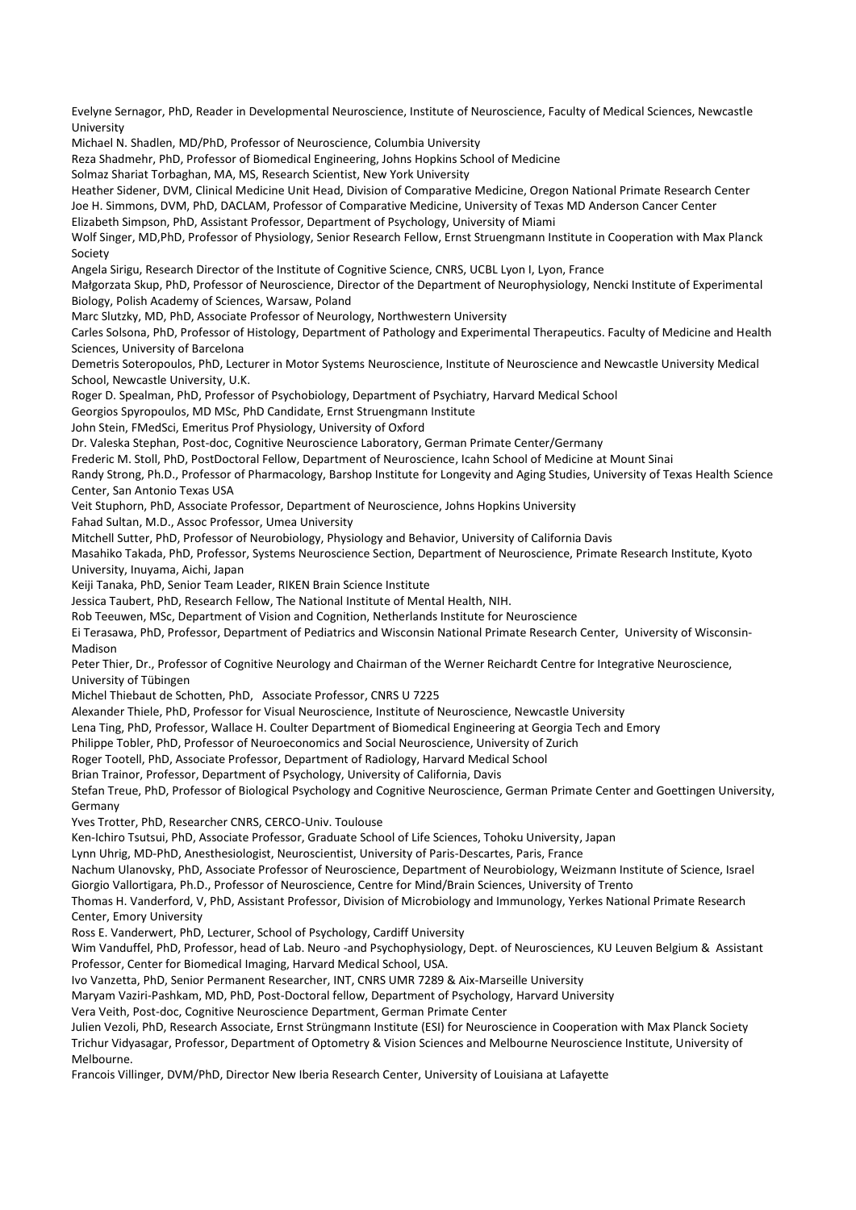Evelyne Sernagor, PhD, Reader in Developmental Neuroscience, Institute of Neuroscience, Faculty of Medical Sciences, Newcastle University

Michael N. Shadlen, MD/PhD, Professor of Neuroscience, Columbia University

Reza Shadmehr, PhD, Professor of Biomedical Engineering, Johns Hopkins School of Medicine

Solmaz Shariat Torbaghan, MA, MS, Research Scientist, New York University

Heather Sidener, DVM, Clinical Medicine Unit Head, Division of Comparative Medicine, Oregon National Primate Research Center

Joe H. Simmons, DVM, PhD, DACLAM, Professor of Comparative Medicine, University of Texas MD Anderson Cancer Center

Elizabeth Simpson, PhD, Assistant Professor, Department of Psychology, University of Miami

Wolf Singer, MD,PhD, Professor of Physiology, Senior Research Fellow, Ernst Struengmann Institute in Cooperation with Max Planck Society

Angela Sirigu, Research Director of the Institute of Cognitive Science, CNRS, UCBL Lyon I, Lyon, France

Małgorzata Skup, PhD, Professor of Neuroscience, Director of the Department of Neurophysiology, Nencki Institute of Experimental Biology, Polish Academy of Sciences, Warsaw, Poland

Marc Slutzky, MD, PhD, Associate Professor of Neurology, Northwestern University

Carles Solsona, PhD, Professor of Histology, Department of Pathology and Experimental Therapeutics. Faculty of Medicine and Health Sciences, University of Barcelona

Demetris Soteropoulos, PhD, Lecturer in Motor Systems Neuroscience, Institute of Neuroscience and Newcastle University Medical School, Newcastle University, U.K.

Roger D. Spealman, PhD, Professor of Psychobiology, Department of Psychiatry, Harvard Medical School

Georgios Spyropoulos, MD MSc, PhD Candidate, Ernst Struengmann Institute

John Stein, FMedSci, Emeritus Prof Physiology, University of Oxford

Dr. Valeska Stephan, Post-doc, Cognitive Neuroscience Laboratory, German Primate Center/Germany

Frederic M. Stoll, PhD, PostDoctoral Fellow, Department of Neuroscience, Icahn School of Medicine at Mount Sinai

Randy Strong, Ph.D., Professor of Pharmacology, Barshop Institute for Longevity and Aging Studies, University of Texas Health Science Center, San Antonio Texas USA

Veit Stuphorn, PhD, Associate Professor, Department of Neuroscience, Johns Hopkins University

Fahad Sultan, M.D., Assoc Professor, Umea University

Mitchell Sutter, PhD, Professor of Neurobiology, Physiology and Behavior, University of California Davis

Masahiko Takada, PhD, Professor, Systems Neuroscience Section, Department of Neuroscience, Primate Research Institute, Kyoto University, Inuyama, Aichi, Japan

Keiji Tanaka, PhD, Senior Team Leader, RIKEN Brain Science Institute

Jessica Taubert, PhD, Research Fellow, The National Institute of Mental Health, NIH.

Rob Teeuwen, MSc, Department of Vision and Cognition, Netherlands Institute for Neuroscience

Ei Terasawa, PhD, Professor, Department of Pediatrics and Wisconsin National Primate Research Center, University of Wisconsin-Madison

Peter Thier, Dr., Professor of Cognitive Neurology and Chairman of the Werner Reichardt Centre for Integrative Neuroscience, University of Tübingen

Michel Thiebaut de Schotten, PhD, Associate Professor, CNRS U 7225

Alexander Thiele, PhD, Professor for Visual Neuroscience, Institute of Neuroscience, Newcastle University

Lena Ting, PhD, Professor, Wallace H. Coulter Department of Biomedical Engineering at Georgia Tech and Emory

Philippe Tobler, PhD, Professor of Neuroeconomics and Social Neuroscience, University of Zurich

Roger Tootell, PhD, Associate Professor, Department of Radiology, Harvard Medical School

Brian Trainor, Professor, Department of Psychology, University of California, Davis

Stefan Treue, PhD, Professor of Biological Psychology and Cognitive Neuroscience, German Primate Center and Goettingen University, Germany

Yves Trotter, PhD, Researcher CNRS, CERCO-Univ. Toulouse

Ken-Ichiro Tsutsui, PhD, Associate Professor, Graduate School of Life Sciences, Tohoku University, Japan

Lynn Uhrig, MD-PhD, Anesthesiologist, Neuroscientist, University of Paris-Descartes, Paris, France

Nachum Ulanovsky, PhD, Associate Professor of Neuroscience, Department of Neurobiology, Weizmann Institute of Science, Israel

Giorgio Vallortigara, Ph.D., Professor of Neuroscience, Centre for Mind/Brain Sciences, University of Trento

Thomas H. Vanderford, V, PhD, Assistant Professor, Division of Microbiology and Immunology, Yerkes National Primate Research Center, Emory University

Ross E. Vanderwert, PhD, Lecturer, School of Psychology, Cardiff University

Wim Vanduffel, PhD, Professor, head of Lab. Neuro -and Psychophysiology, Dept. of Neurosciences, KU Leuven Belgium & Assistant Professor, Center for Biomedical Imaging, Harvard Medical School, USA.

Ivo Vanzetta, PhD, Senior Permanent Researcher, INT, CNRS UMR 7289 & Aix-Marseille University

Maryam Vaziri-Pashkam, MD, PhD, Post-Doctoral fellow, Department of Psychology, Harvard University

Vera Veith, Post-doc, Cognitive Neuroscience Department, German Primate Center

Julien Vezoli, PhD, Research Associate, Ernst Strüngmann Institute (ESI) for Neuroscience in Cooperation with Max Planck Society

Trichur Vidyasagar, Professor, Department of Optometry & Vision Sciences and Melbourne Neuroscience Institute, University of Melbourne.

Francois Villinger, DVM/PhD, Director New Iberia Research Center, University of Louisiana at Lafayette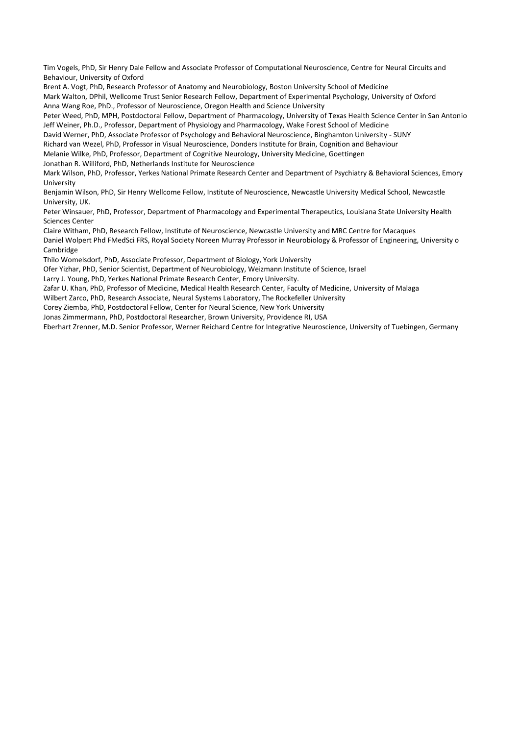Tim Vogels, PhD, Sir Henry Dale Fellow and Associate Professor of Computational Neuroscience, Centre for Neural Circuits and Behaviour, University of Oxford

Brent A. Vogt, PhD, Research Professor of Anatomy and Neurobiology, Boston University School of Medicine

Mark Walton, DPhil, Wellcome Trust Senior Research Fellow, Department of Experimental Psychology, University of Oxford

Anna Wang Roe, PhD., Professor of Neuroscience, Oregon Health and Science University

Peter Weed, PhD, MPH, Postdoctoral Fellow, Department of Pharmacology, University of Texas Health Science Center in San Antonio

Jeff Weiner, Ph.D., Professor, Department of Physiology and Pharmacology, Wake Forest School of Medicine

David Werner, PhD, Associate Professor of Psychology and Behavioral Neuroscience, Binghamton University - SUNY

Richard van Wezel, PhD, Professor in Visual Neuroscience, Donders Institute for Brain, Cognition and Behaviour

Melanie Wilke, PhD, Professor, Department of Cognitive Neurology, University Medicine, Goettingen

Jonathan R. Williford, PhD, Netherlands Institute for Neuroscience

Mark Wilson, PhD, Professor, Yerkes National Primate Research Center and Department of Psychiatry & Behavioral Sciences, Emory University

Benjamin Wilson, PhD, Sir Henry Wellcome Fellow, Institute of Neuroscience, Newcastle University Medical School, Newcastle University, UK.

Peter Winsauer, PhD, Professor, Department of Pharmacology and Experimental Therapeutics, Louisiana State University Health Sciences Center

Claire Witham, PhD, Research Fellow, Institute of Neuroscience, Newcastle University and MRC Centre for Macaques

Daniel Wolpert Phd FMedSci FRS, Royal Society Noreen Murray Professor in Neurobiology & Professor of Engineering, University o Cambridge

Thilo Womelsdorf, PhD, Associate Professor, Department of Biology, York University

Ofer Yizhar, PhD, Senior Scientist, Department of Neurobiology, Weizmann Institute of Science, Israel

Larry J. Young, PhD, Yerkes National Primate Research Center, Emory University.

Zafar U. Khan, PhD, Professor of Medicine, Medical Health Research Center, Faculty of Medicine, University of Malaga

Wilbert Zarco, PhD, Research Associate, Neural Systems Laboratory, The Rockefeller University

Corey Ziemba, PhD, Postdoctoral Fellow, Center for Neural Science, New York University

Jonas Zimmermann, PhD, Postdoctoral Researcher, Brown University, Providence RI, USA

Eberhart Zrenner, M.D. Senior Professor, Werner Reichard Centre for Integrative Neuroscience, University of Tuebingen, Germany